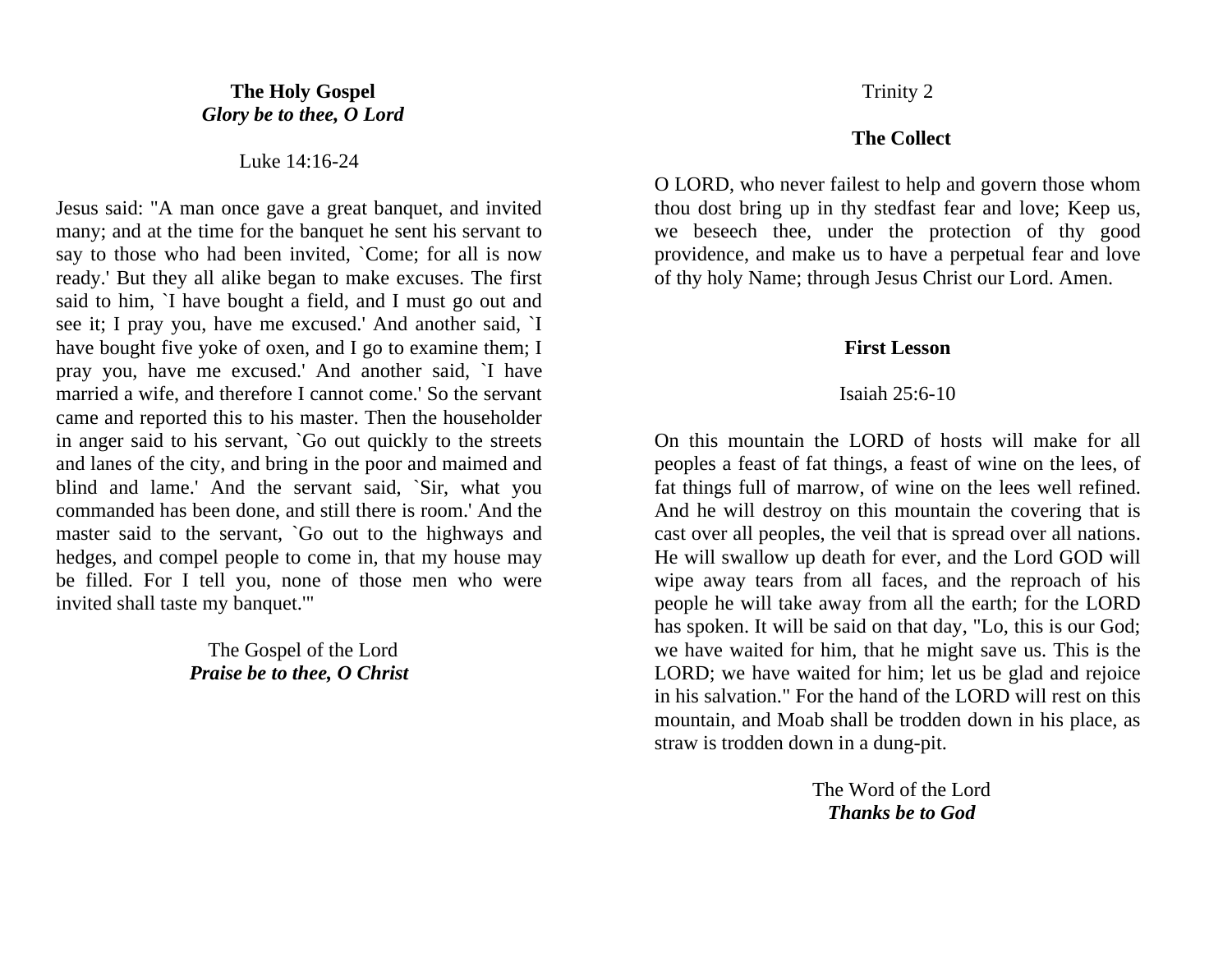**The Holy Gospel**
***Glory be to thee, O Lord***

Luke 14:16-24

Jesus said: "A man once gave a great banquet, and invited many; and at the time for the banquet he sent his servant to say to those who had been invited, `Come; for all is now ready.' But they all alike began to make excuses. The first said to him, `I have bought a field, and I must go out and see it; I pray you, have me excused.' And another said, `I have bought five yoke of oxen, and I go to examine them; I pray you, have me excused.' And another said, `I have married a wife, and therefore I cannot come.' So the servant came and reported this to his master. Then the householder in anger said to his servant, `Go out quickly to the streets and lanes of the city, and bring in the poor and maimed and blind and lame.' And the servant said, `Sir, what you commanded has been done, and still there is room.' And the master said to the servant, `Go out to the highways and hedges, and compel people to come in, that my house may be filled. For I tell you, none of those men who were invited shall taste my banquet.'"

The Gospel of the Lord
***Praise be to thee, O Christ***

Trinity 2

**The Collect**

O LORD, who never failest to help and govern those whom thou dost bring up in thy stedfast fear and love; Keep us, we beseech thee, under the protection of thy good providence, and make us to have a perpetual fear and love of thy holy Name; through Jesus Christ our Lord. Amen.

**First Lesson**

Isaiah 25:6-10

On this mountain the LORD of hosts will make for all peoples a feast of fat things, a feast of wine on the lees, of fat things full of marrow, of wine on the lees well refined. And he will destroy on this mountain the covering that is cast over all peoples, the veil that is spread over all nations. He will swallow up death for ever, and the Lord GOD will wipe away tears from all faces, and the reproach of his people he will take away from all the earth; for the LORD has spoken. It will be said on that day, "Lo, this is our God; we have waited for him, that he might save us. This is the LORD; we have waited for him; let us be glad and rejoice in his salvation." For the hand of the LORD will rest on this mountain, and Moab shall be trodden down in his place, as straw is trodden down in a dung-pit.

The Word of the Lord
***Thanks be to God***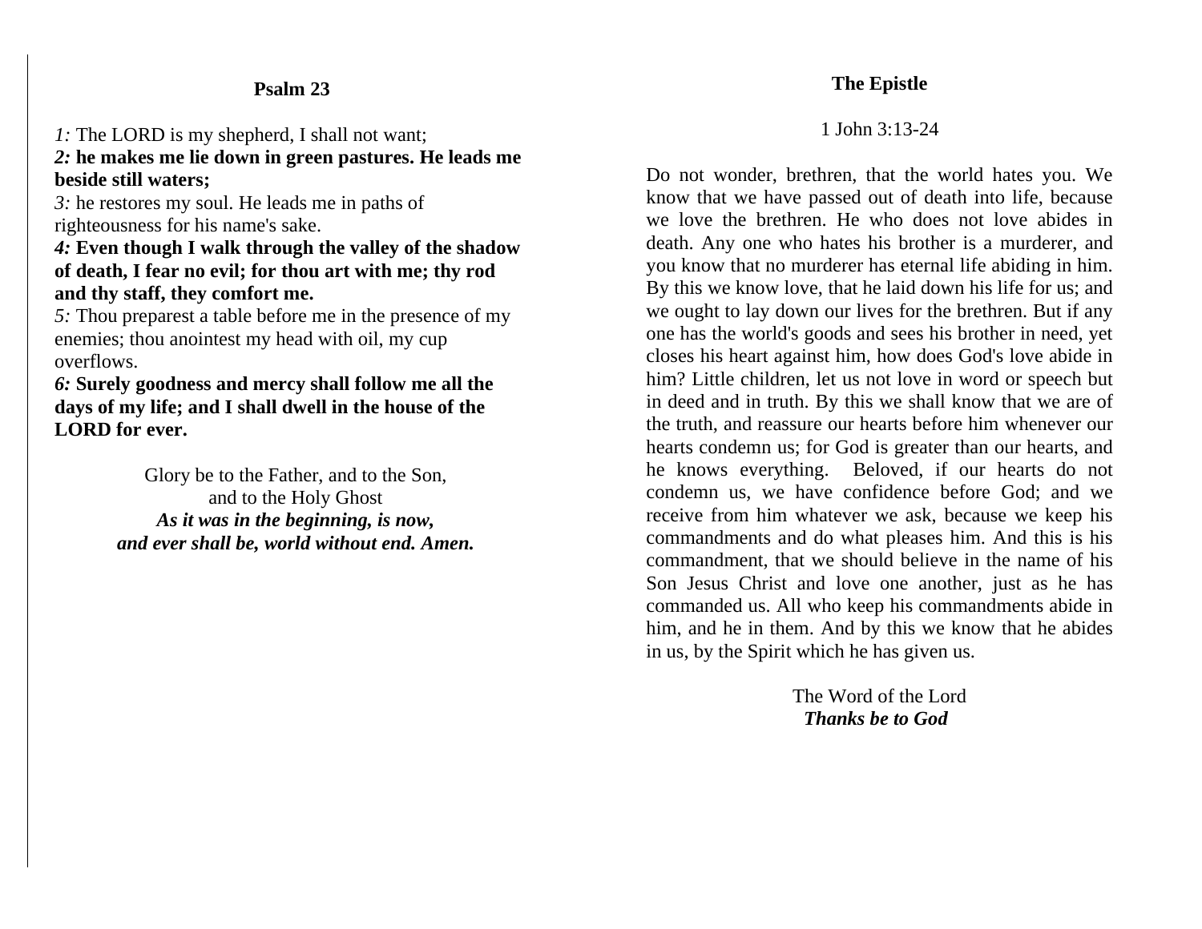## Psalm 23

*1:* The LORD is my shepherd, I shall not want;
***2:* he makes me lie down in green pastures. He leads me beside still waters;**
*3:* he restores my soul. He leads me in paths of righteousness for his name's sake.
***4:* Even though I walk through the valley of the shadow of death, I fear no evil; for thou art with me; thy rod and thy staff, they comfort me.**
*5:* Thou preparest a table before me in the presence of my enemies; thou anointest my head with oil, my cup overflows.
***6:* Surely goodness and mercy shall follow me all the days of my life; and I shall dwell in the house of the LORD for ever.**

Glory be to the Father, and to the Son,
and to the Holy Ghost
***As it was in the beginning, is now,***
***and ever shall be, world without end. Amen.***

## The Epistle

1 John 3:13-24

Do not wonder, brethren, that the world hates you. We know that we have passed out of death into life, because we love the brethren. He who does not love abides in death. Any one who hates his brother is a murderer, and you know that no murderer has eternal life abiding in him. By this we know love, that he laid down his life for us; and we ought to lay down our lives for the brethren. But if any one has the world's goods and sees his brother in need, yet closes his heart against him, how does God's love abide in him? Little children, let us not love in word or speech but in deed and in truth. By this we shall know that we are of the truth, and reassure our hearts before him whenever our hearts condemn us; for God is greater than our hearts, and he knows everything. Beloved, if our hearts do not condemn us, we have confidence before God; and we receive from him whatever we ask, because we keep his commandments and do what pleases him. And this is his commandment, that we should believe in the name of his Son Jesus Christ and love one another, just as he has commanded us. All who keep his commandments abide in him, and he in them. And by this we know that he abides in us, by the Spirit which he has given us.

The Word of the Lord
***Thanks be to God***